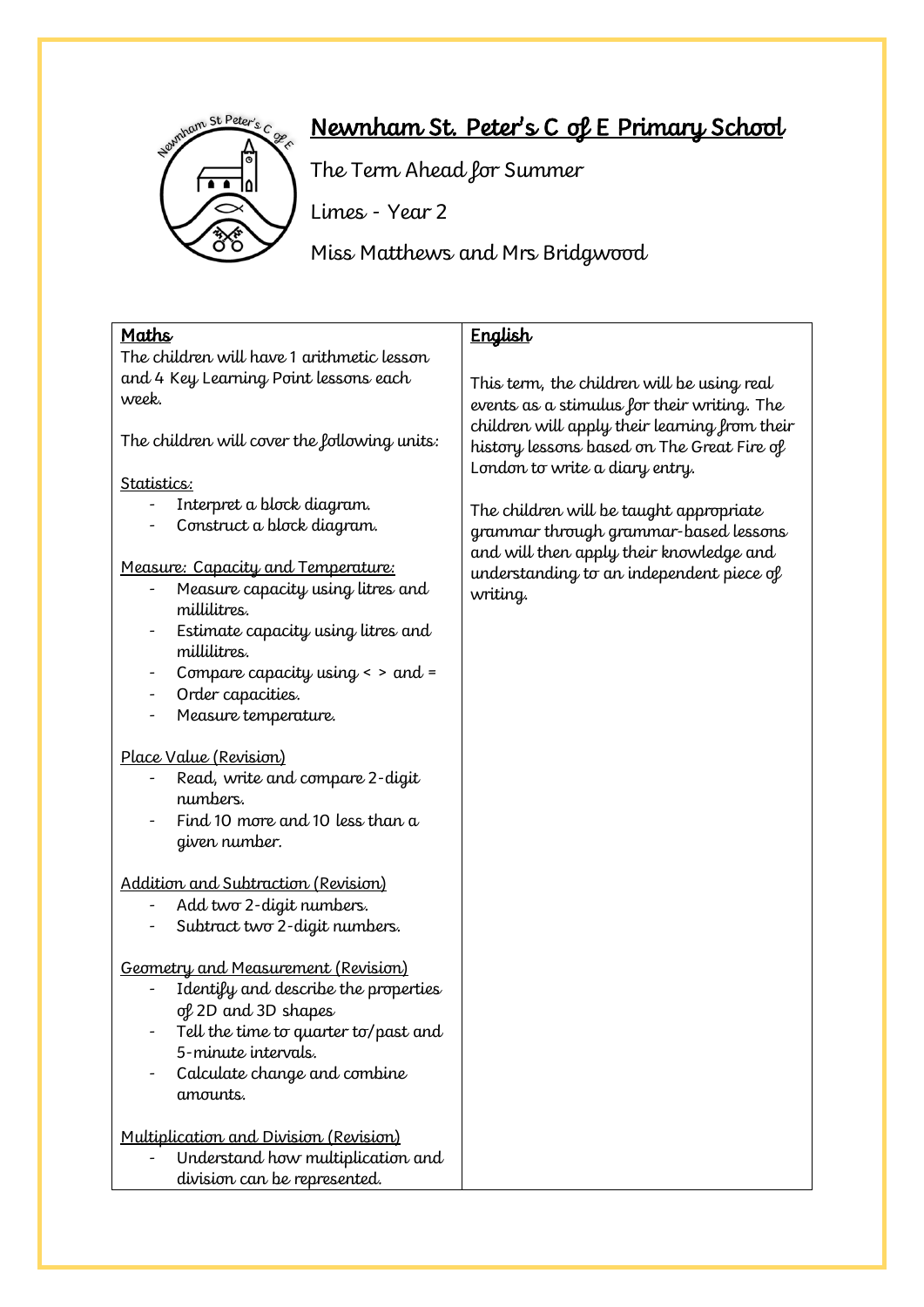# Newnham St. Peter's C of E Primary School

The Term Ahead for Summer

Limes - Year 2

Miss Matthews and Mrs Bridgwood

## Maths

The children will have 1 arithmetic lesson and 4 Key Learning Point lessons each week.

The children will cover the following units:

Statistics:

- Interpret a block diagram.
- Construct a block diagram.

Measure: Capacity and Temperature:

- Measure capacity using litres and millilitres.
- Estimate capacity using litres and millilitres.
- Compare capacity using < > and =
- Order capacities.
- Measure temperature.

Place Value (Revision)

- Read, write and compare 2-digit numbers.
- Find 10 more and 10 less than a given number.

Addition and Subtraction (Revision)

- Add two 2-digit numbers.
- Subtract two 2-digit numbers.

Geometry and Measurement (Revision)

- Identify and describe the properties of 2D and 3D shapes
- Tell the time to quarter to/past and 5-minute intervals.
- Calculate change and combine amounts.

Multiplication and Division (Revision)

- Understand how multiplication and division can be represented.

## English

This term, the children will be using real events as a stimulus for their writing. The children will apply their learning from their history lessons based on The Great Fire of London to write a diary entry.

The children will be taught appropriate grammar through grammar-based lessons and will then apply their knowledge and understanding to an independent piece of writing.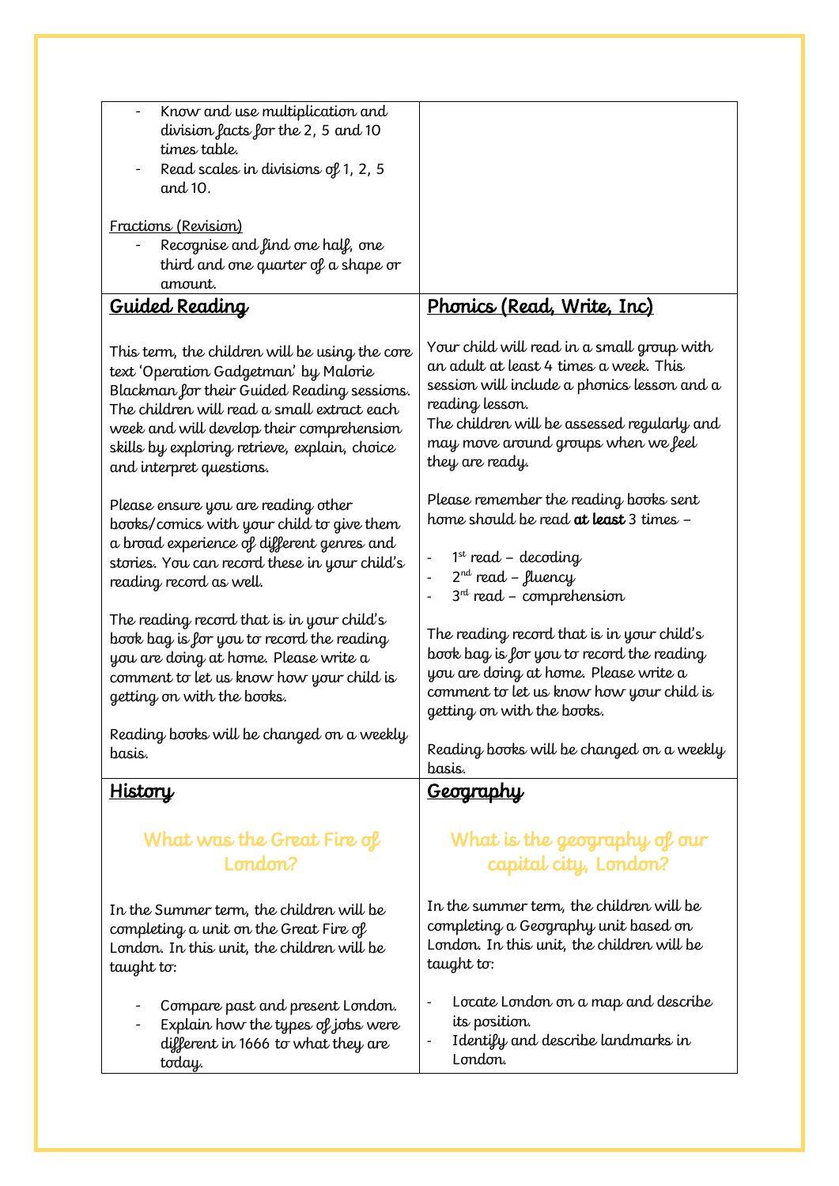- Know and use multiplication and division facts for the 2, 5 and 10 times table.
- Read scales in divisions of 1, 2, 5 and 10.

Fractions (Revision)

- Recognise and find one half, one third and one quarter of a shape or amount.

## Guided Reading

This term, the children will be using the core text 'Operation Gadgetman' by Malorie Blackman for their Guided Reading sessions. The children will read a small extract each week and will develop their comprehension skills by exploring retrieve, explain, choice and interpret questions.

Please ensure you are reading other books/comics with your child to give them a broad experience of different genres and stories. You can record these in your child's reading record as well.

The reading record that is in your child's book bag is for you to record the reading you are doing at home. Please write a comment to let us know how your child is getting on with the books.

Reading books will be changed on a weekly basis.

## Phonics (Read, Write, Inc)

Your child will read in a small group with an adult at least 4 times a week. This session will include a phonics lesson and a reading lesson.
The children will be assessed regularly and may move around groups when we feel they are ready.

Please remember the reading books sent home should be read **at least** 3 times –

- 1st read – decoding
- 2nd read – fluency
- 3rd read – comprehension

The reading record that is in your child's book bag is for you to record the reading you are doing at home. Please write a comment to let us know how your child is getting on with the books.

Reading books will be changed on a weekly basis.

## History

### What was the Great Fire of London?

In the Summer term, the children will be completing a unit on the Great Fire of London. In this unit, the children will be taught to:

- Compare past and present London.
- Explain how the types of jobs were different in 1666 to what they are today.

## Geography

### What is the geography of our capital city, London?

In the summer term, the children will be completing a Geography unit based on London. In this unit, the children will be taught to:

- Locate London on a map and describe its position.
- Identify and describe landmarks in London.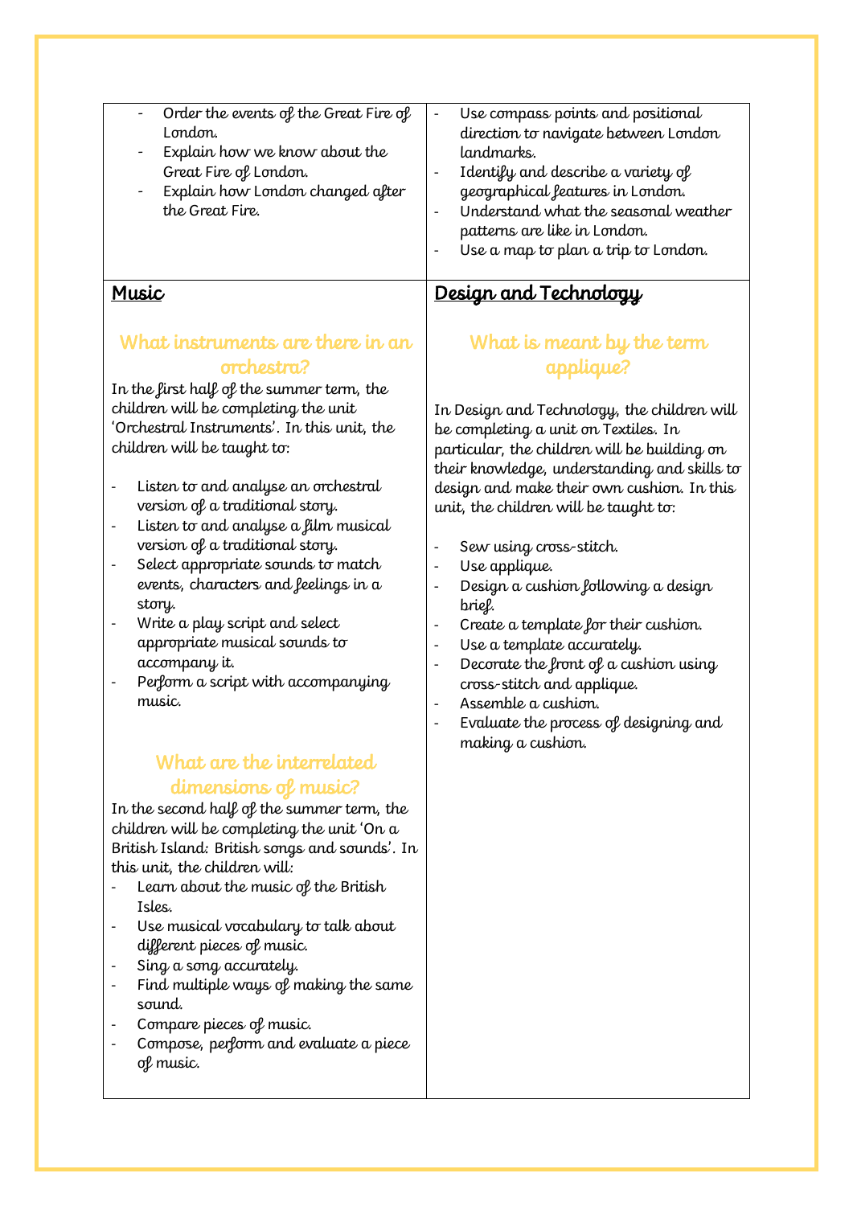- Order the events of the Great Fire of London.
- Explain how we know about the Great Fire of London.
- Explain how London changed after the Great Fire.

- Use compass points and positional direction to navigate between London landmarks.
- Identify and describe a variety of geographical features in London.
- Understand what the seasonal weather patterns are like in London.
- Use a map to plan a trip to London.

## Music

### What instruments are there in an orchestra?

In the first half of the summer term, the children will be completing the unit 'Orchestral Instruments'. In this unit, the children will be taught to:

- Listen to and analyse an orchestral version of a traditional story.
- Listen to and analyse a film musical version of a traditional story.
- Select appropriate sounds to match events, characters and feelings in a story.
- Write a play script and select appropriate musical sounds to accompany it.
- Perform a script with accompanying music.

### What are the interrelated dimensions of music?

In the second half of the summer term, the children will be completing the unit 'On a British Island: British songs and sounds'. In this unit, the children will:

- Learn about the music of the British Isles.
- Use musical vocabulary to talk about different pieces of music.
- Sing a song accurately.
- Find multiple ways of making the same sound.
- Compare pieces of music.
- Compose, perform and evaluate a piece of music.

## Design and Technology

### What is meant by the term applique?

In Design and Technology, the children will be completing a unit on Textiles. In particular, the children will be building on their knowledge, understanding and skills to design and make their own cushion. In this unit, the children will be taught to:

- Sew using cross-stitch.
- Use applique.
- Design a cushion following a design brief.
- Create a template for their cushion.
- Use a template accurately.
- Decorate the front of a cushion using cross-stitch and applique.
- Assemble a cushion.
- Evaluate the process of designing and making a cushion.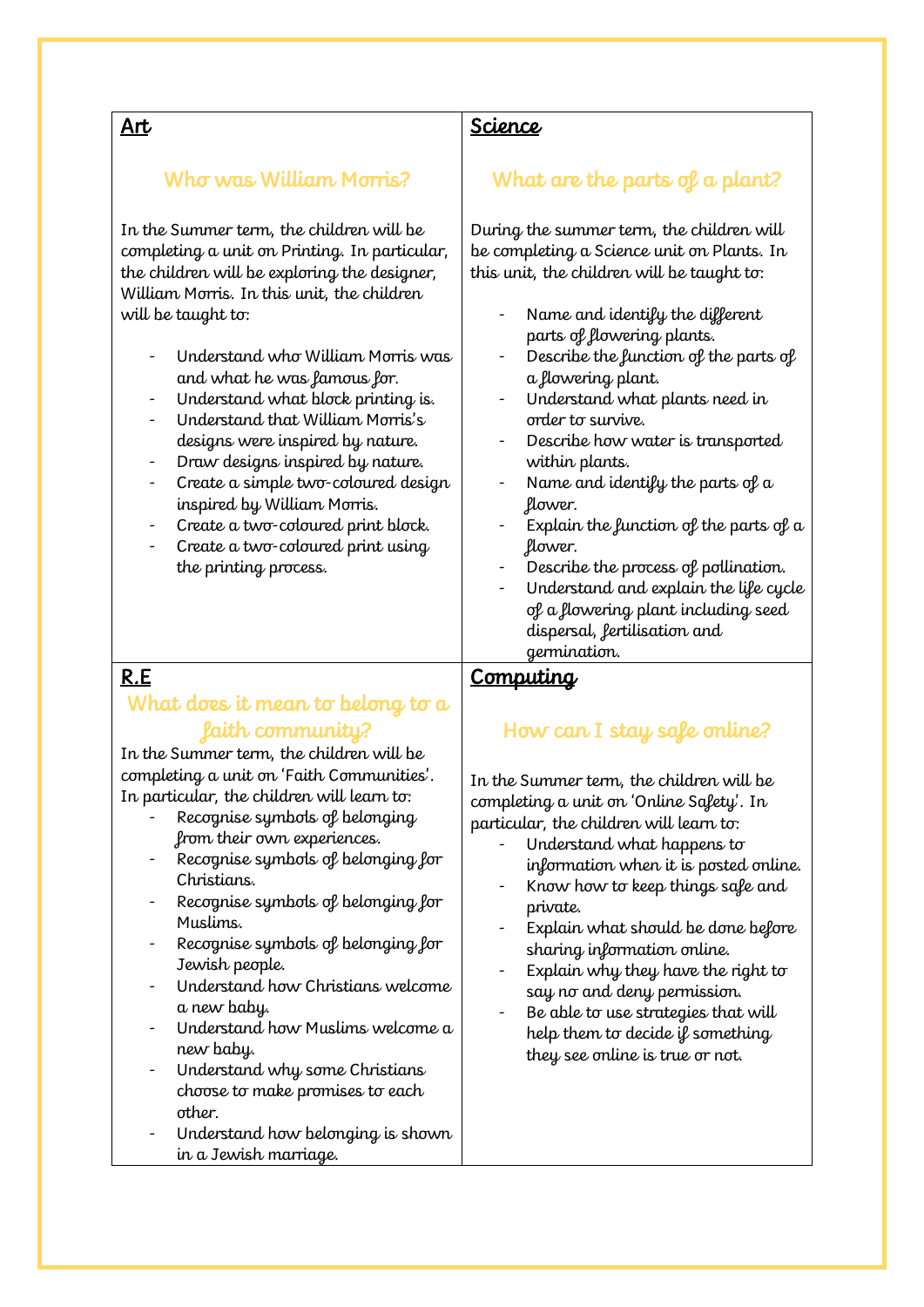## Art

### Who was William Morris?

In the Summer term, the children will be completing a unit on Printing. In particular, the children will be exploring the designer, William Morris. In this unit, the children will be taught to:

- Understand who William Morris was and what he was famous for.
- Understand what block printing is.
- Understand that William Morris's designs were inspired by nature.
- Draw designs inspired by nature.
- Create a simple two-coloured design inspired by William Morris.
- Create a two-coloured print block.
- Create a two-coloured print using the printing process.

## Science

### What are the parts of a plant?

During the summer term, the children will be completing a Science unit on Plants. In this unit, the children will be taught to:

- Name and identify the different parts of flowering plants.
- Describe the function of the parts of a flowering plant.
- Understand what plants need in order to survive.
- Describe how water is transported within plants.
- Name and identify the parts of a flower.
- Explain the function of the parts of a flower.
- Describe the process of pollination.
- Understand and explain the life cycle of a flowering plant including seed dispersal, fertilisation and germination.

## R.E

### What does it mean to belong to a faith community?

In the Summer term, the children will be completing a unit on 'Faith Communities'. In particular, the children will learn to:

- Recognise symbols of belonging from their own experiences.
- Recognise symbols of belonging for Christians.
- Recognise symbols of belonging for Muslims.
- Recognise symbols of belonging for Jewish people.
- Understand how Christians welcome a new baby.
- Understand how Muslims welcome a new baby.
- Understand why some Christians choose to make promises to each other.
- Understand how belonging is shown in a Jewish marriage.

## Computing

### How can I stay safe online?

In the Summer term, the children will be completing a unit on 'Online Safety'. In particular, the children will learn to:

- Understand what happens to information when it is posted online.
- Know how to keep things safe and private.
- Explain what should be done before sharing information online.
- Explain why they have the right to say no and deny permission.
- Be able to use strategies that will help them to decide if something they see online is true or not.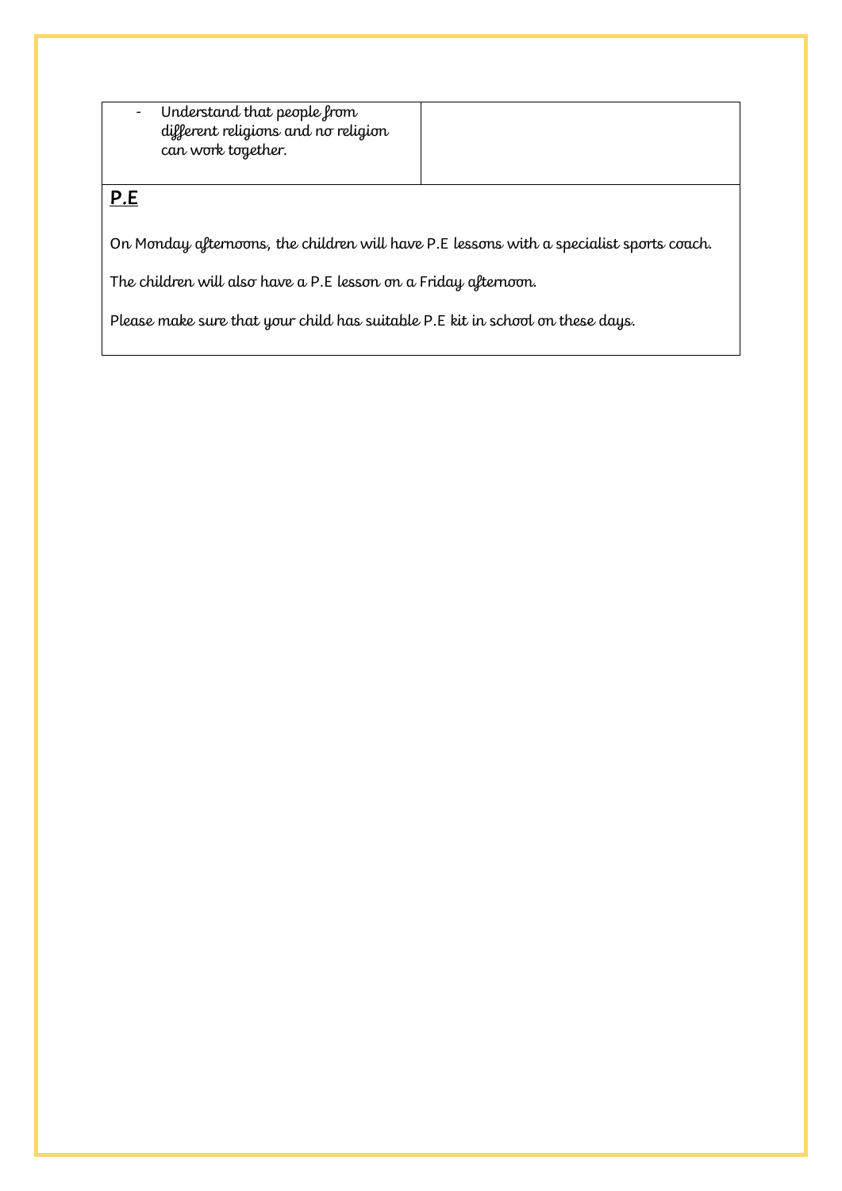| | |
|---|---|
| - Understand that people from different religions and no religion can work together. | |

## P.E

On Monday afternoons, the children will have P.E lessons with a specialist sports coach.

The children will also have a P.E lesson on a Friday afternoon.

Please make sure that your child has suitable P.E kit in school on these days.